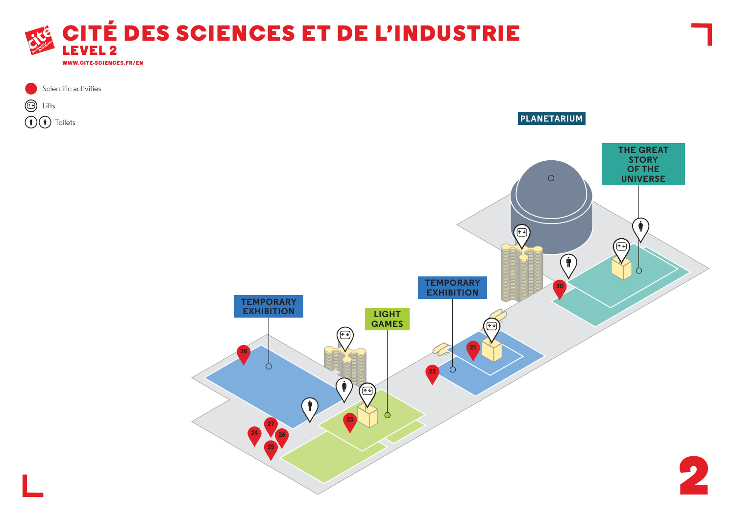# CITÉ DES SCIENCES ET DE L'INDUSTRIE

## LEVEL 2

WWW.CITE-SCIENCES.FR/EN

- Scientific activities
- Lifts
- Toilets

PLANETARIUM

THE GREAT STORY OF THE UNIVERSE

TEMPORARY EXHIBITION

LIGHT GAMES

TEMPORARY EXHIBITION

20 21 22 23 24 25 26 27 28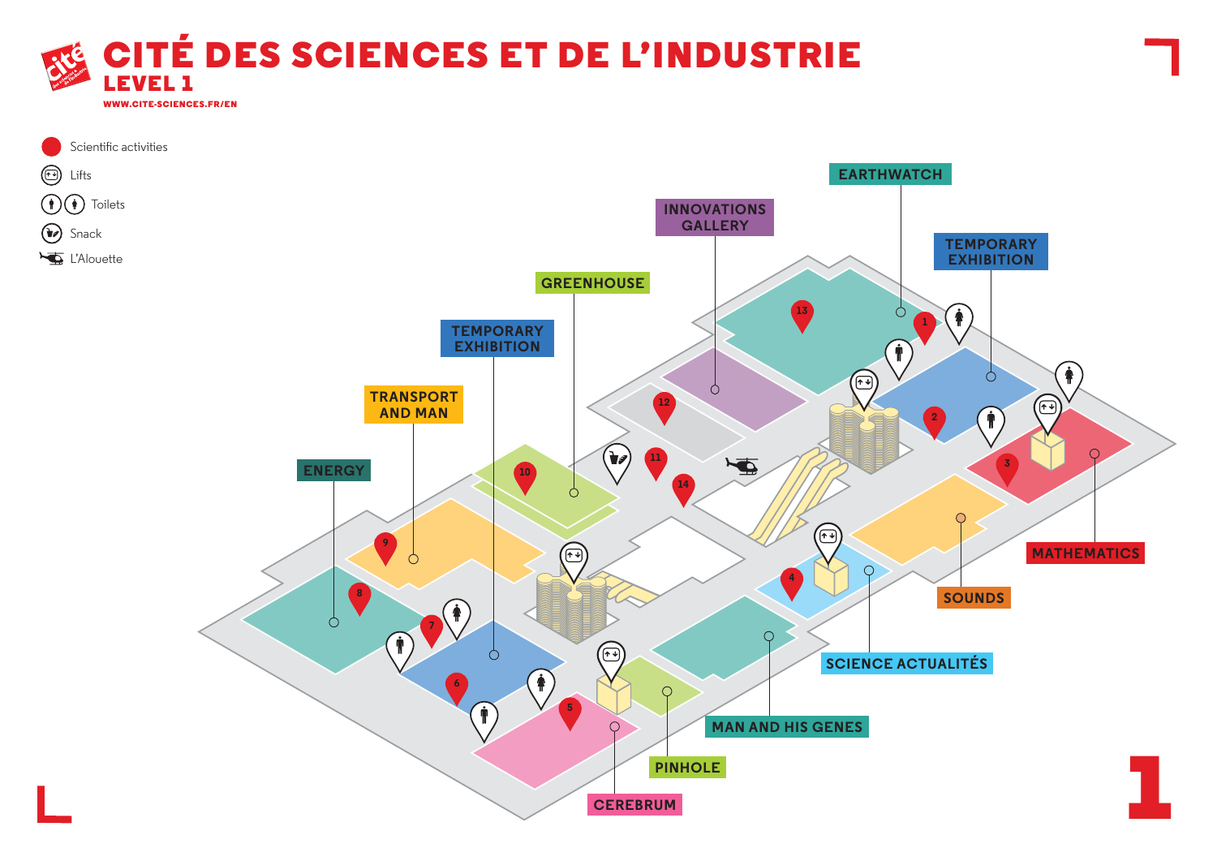# CITÉ DES SCIENCES ET DE L'INDUSTRIE

## LEVEL 1

WWW.CITE-SCIENCES.FR/EN

- Scientific activities
- Lifts
- Toilets
- Snack
- L'Alouette

EARTHWATCH

INNOVATIONS GALLERY

TEMPORARY EXHIBITION

GREENHOUSE

TEMPORARY EXHIBITION

TRANSPORT AND MAN

ENERGY

MATHEMATICS

SOUNDS

SCIENCE ACTUALITÉS

MAN AND HIS GENES

PINHOLE

CEREBRUM

1 2 3 4 5 6 7 8 9 10 11 12 13 14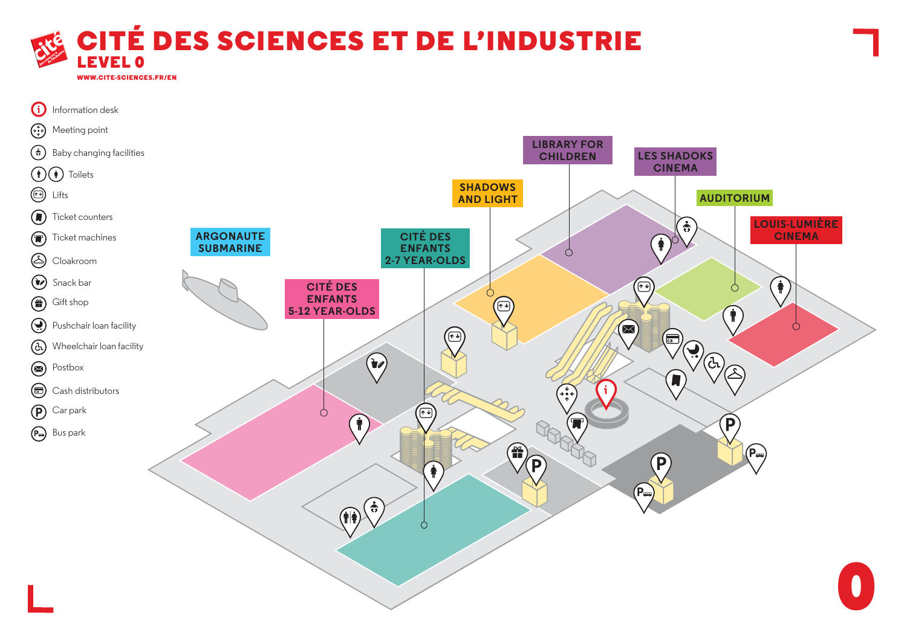# CITÉ DES SCIENCES ET DE L'INDUSTRIE

## LEVEL 0

WWW.CITE-SCIENCES.FR/EN

- Information desk
- Meeting point
- Baby changing facilities
- Toilets
- Lifts
- Ticket counters
- Ticket machines
- Cloakroom
- Snack bar
- Gift shop
- Pushchair loan facility
- Wheelchair loan facility
- Postbox
- Cash distributors
- Car park
- Bus park

ARGONAUTE SUBMARINE

CITÉ DES ENFANTS 5-12 YEAR-OLDS

CITÉ DES ENFANTS 2-7 YEAR-OLDS

SHADOWS AND LIGHT

LIBRARY FOR CHILDREN

LES SHADOKS CINEMA

AUDITORIUM

LOUIS-LUMIÈRE CINEMA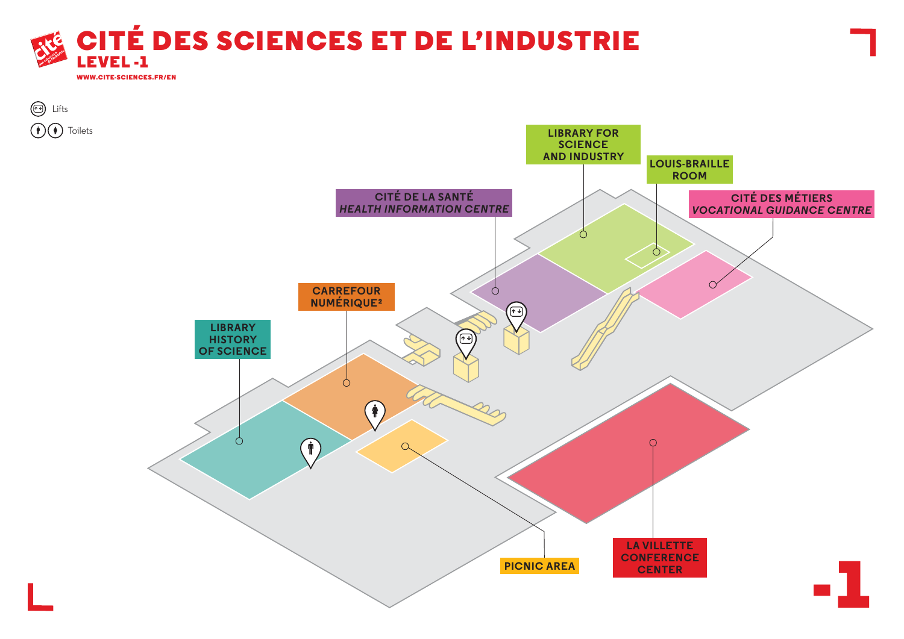# CITÉ DES SCIENCES ET DE L'INDUSTRIE

## LEVEL -1

WWW.CITE-SCIENCES.FR/EN

Lifts

Toilets

LIBRARY FOR SCIENCE AND INDUSTRY

LOUIS-BRAILLE ROOM

CITÉ DE LA SANTÉ
*HEALTH INFORMATION CENTRE*

CITÉ DES MÉTIERS
*VOCATIONAL GUIDANCE CENTRE*

CARREFOUR NUMÉRIQUE²

LIBRARY HISTORY OF SCIENCE

PICNIC AREA

LA VILLETTE CONFERENCE CENTER

-1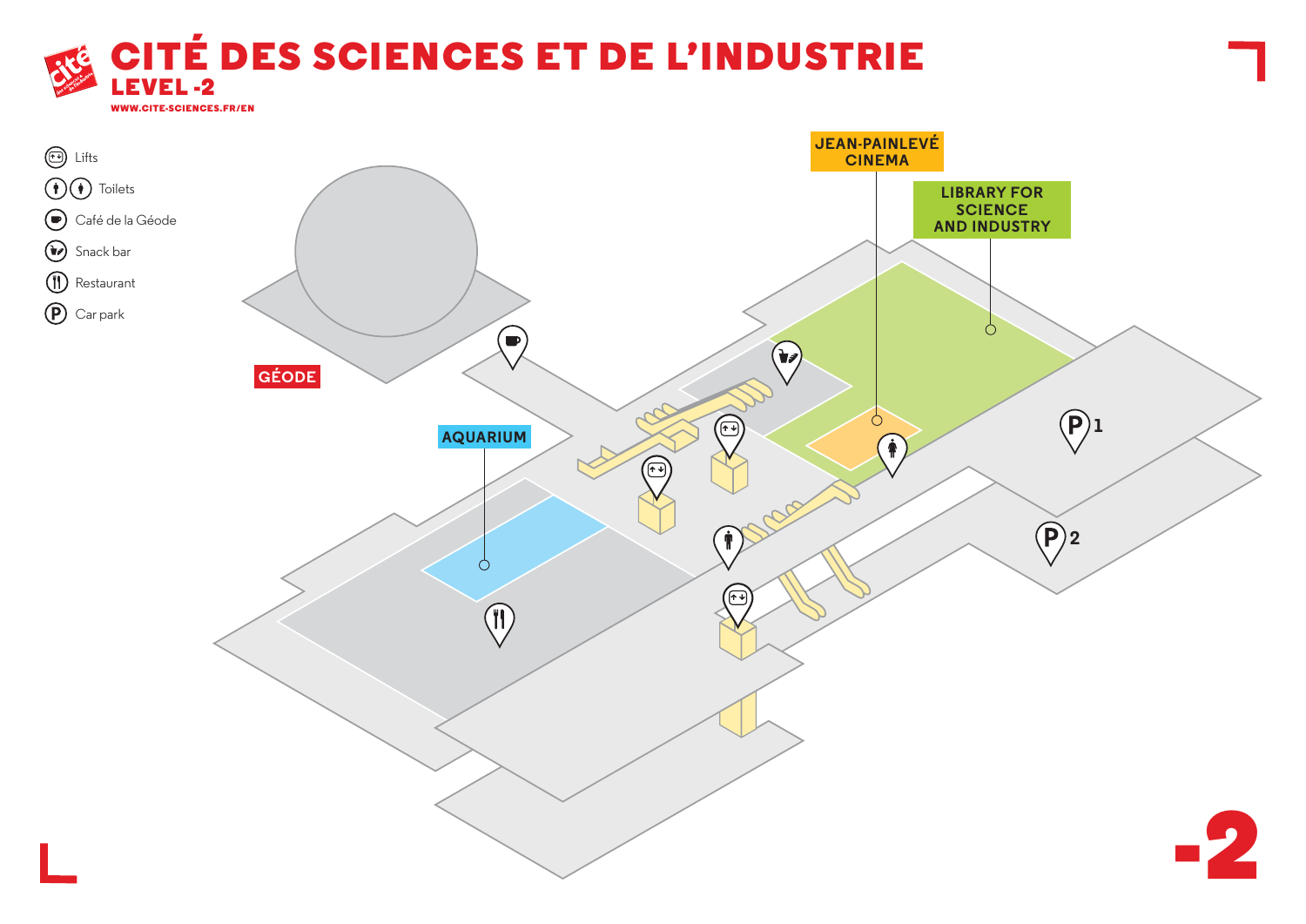# CITÉ DES SCIENCES ET DE L'INDUSTRIE

## LEVEL -2

WWW.CITE-SCIENCES.FR/EN

- Lifts
- Toilets
- Café de la Géode
- Snack bar
- Restaurant
- Car park

GÉODE

AQUARIUM

JEAN-PAINLEVÉ CINEMA

LIBRARY FOR SCIENCE AND INDUSTRY

P 1

P 2

-2